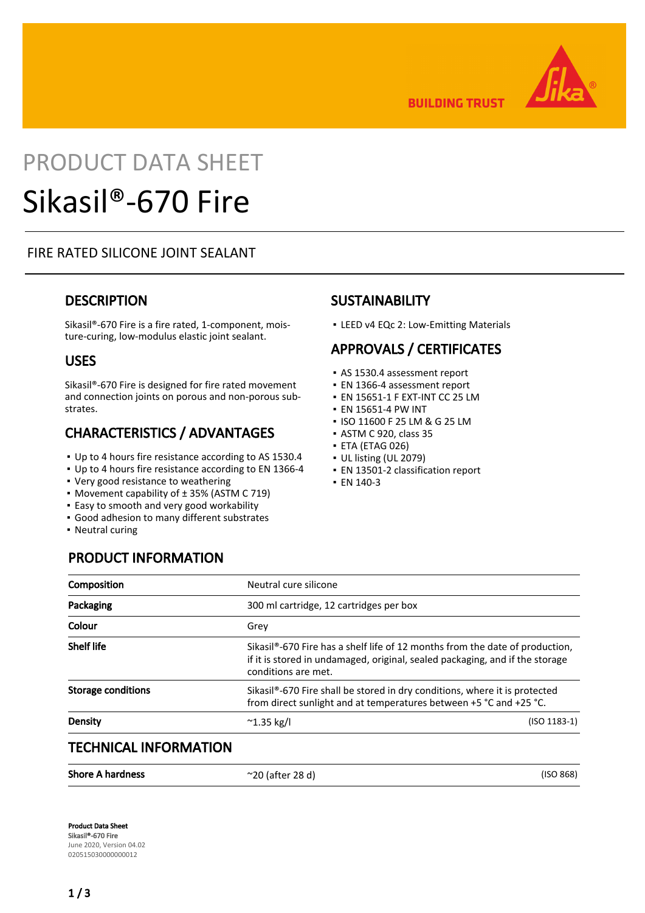BUILDING TRUST

# PRODUCT DATA SHEET

# Sikasil®-670 Fire

FIRE RATED SILICONE JOINT SEALANT

## DESCRIPTION

Sikasil®-670 Fire is a fire rated, 1-component, moisture-curing, low-modulus elastic joint sealant.

## USES

Sikasil®-670 Fire is designed for fire rated movement and connection joints on porous and non-porous substrates.

## CHARACTERISTICS / ADVANTAGES

- Up to 4 hours fire resistance according to AS 1530.4
- Up to 4 hours fire resistance according to EN 1366-4
- Very good resistance to weathering
- Movement capability of ± 35% (ASTM C 719)
- Easy to smooth and very good workability
- Good adhesion to many different substrates
- Neutral curing

## SUSTAINABILITY

- LEED v4 EQc 2: Low-Emitting Materials

## APPROVALS / CERTIFICATES

- AS 1530.4 assessment report
- EN 1366-4 assessment report
- EN 15651-1 F EXT-INT CC 25 LM
- EN 15651-4 PW INT
- ISO 11600 F 25 LM & G 25 LM
- ASTM C 920, class 35
- ETA (ETAG 026)
- UL listing (UL 2079)
- EN 13501-2 classification report
- EN 140-3

## PRODUCT INFORMATION

| | | |
|---|---|---|
| **Composition** | Neutral cure silicone | |
| **Packaging** | 300 ml cartridge, 12 cartridges per box | |
| **Colour** | Grey | |
| **Shelf life** | Sikasil®-670 Fire has a shelf life of 12 months from the date of production, if it is stored in undamaged, original, sealed packaging, and if the storage conditions are met. | |
| **Storage conditions** | Sikasil®-670 Fire shall be stored in dry conditions, where it is protected from direct sunlight and at temperatures between +5 °C and +25 °C. | |
| **Density** | ~1.35 kg/l | (ISO 1183-1) |

## TECHNICAL INFORMATION

| | | |
|---|---|---|
| **Shore A hardness** | ~20 (after 28 d) | (ISO 868) |

**Product Data Sheet**
**Sikasil®-670 Fire**
June 2020, Version 04.02
020515030000000012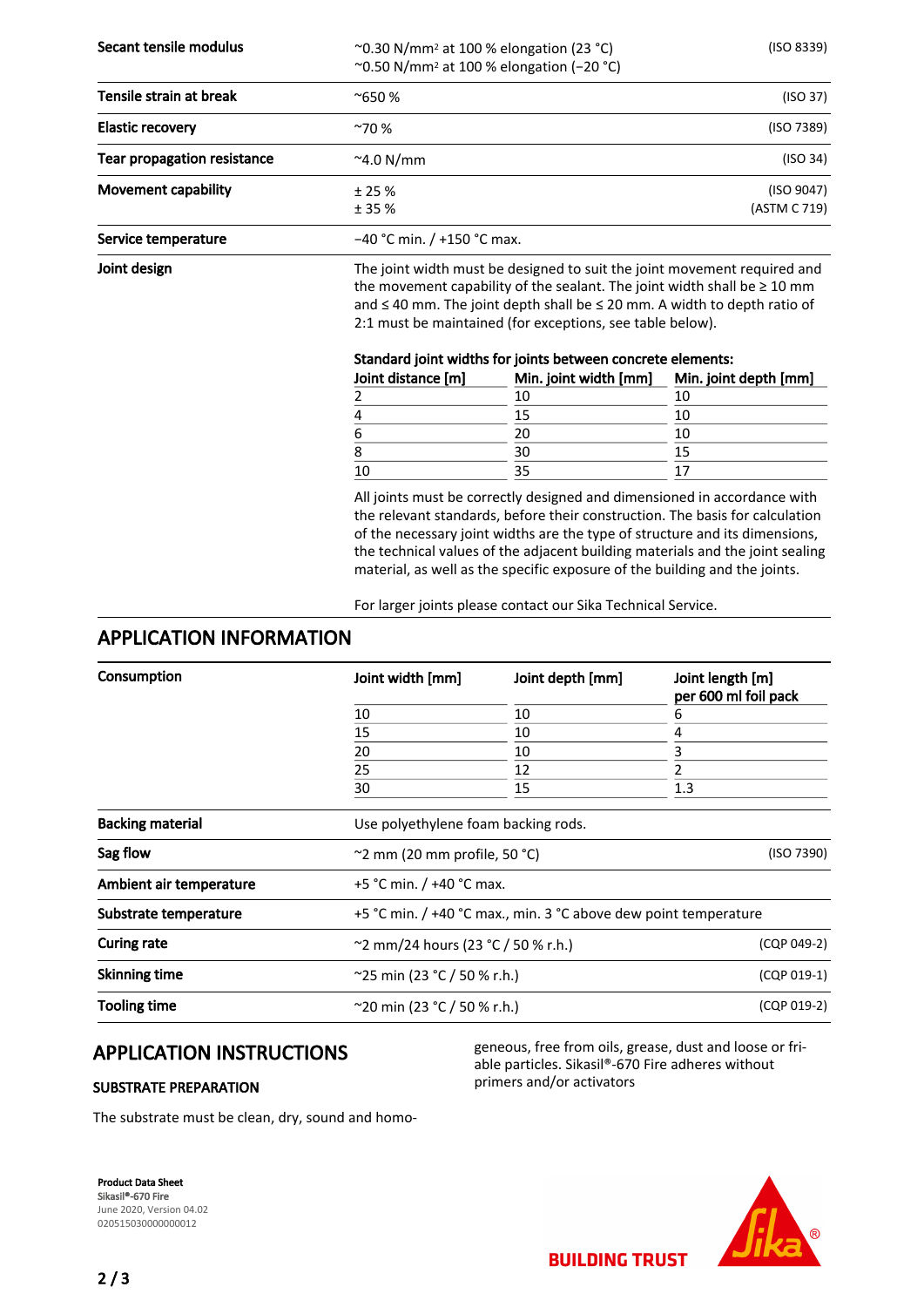| | | |
|---|---|---|
| **Secant tensile modulus** | ~0.30 N/mm² at 100 % elongation (23 °C)<br>~0.50 N/mm² at 100 % elongation (−20 °C) | (ISO 8339) |
| **Tensile strain at break** | ~650 % | (ISO 37) |
| **Elastic recovery** | ~70 % | (ISO 7389) |
| **Tear propagation resistance** | ~4.0 N/mm | (ISO 34) |
| **Movement capability** | ± 25 %<br>± 35 % | (ISO 9047)<br>(ASTM C 719) |
| **Service temperature** | −40 °C min. / +150 °C max. | |

**Joint design**

The joint width must be designed to suit the joint movement required and the movement capability of the sealant. The joint width shall be ≥ 10 mm and ≤ 40 mm. The joint depth shall be ≤ 20 mm. A width to depth ratio of 2:1 must be maintained (for exceptions, see table below).

**Standard joint widths for joints between concrete elements:**

| Joint distance [m] | Min. joint width [mm] | Min. joint depth [mm] |
|---|---|---|
| 2 | 10 | 10 |
| 4 | 15 | 10 |
| 6 | 20 | 10 |
| 8 | 30 | 15 |
| 10 | 35 | 17 |

All joints must be correctly designed and dimensioned in accordance with the relevant standards, before their construction. The basis for calculation of the necessary joint widths are the type of structure and its dimensions, the technical values of the adjacent building materials and the joint sealing material, as well as the specific exposure of the building and the joints.

For larger joints please contact our Sika Technical Service.

## APPLICATION INFORMATION

**Consumption**

| Joint width [mm] | Joint depth [mm] | Joint length [m] per 600 ml foil pack |
|---|---|---|
| 10 | 10 | 6 |
| 15 | 10 | 4 |
| 20 | 10 | 3 |
| 25 | 12 | 2 |
| 30 | 15 | 1.3 |

| | | |
|---|---|---|
| **Backing material** | Use polyethylene foam backing rods. | |
| **Sag flow** | ~2 mm (20 mm profile, 50 °C) | (ISO 7390) |
| **Ambient air temperature** | +5 °C min. / +40 °C max. | |
| **Substrate temperature** | +5 °C min. / +40 °C max., min. 3 °C above dew point temperature | |
| **Curing rate** | ~2 mm/24 hours (23 °C / 50 % r.h.) | (CQP 049-2) |
| **Skinning time** | ~25 min (23 °C / 50 % r.h.) | (CQP 019-1) |
| **Tooling time** | ~20 min (23 °C / 50 % r.h.) | (CQP 019-2) |

## APPLICATION INSTRUCTIONS

### SUBSTRATE PREPARATION

The substrate must be clean, dry, sound and homogeneous, free from oils, grease, dust and loose or friable particles. Sikasil®-670 Fire adheres without primers and/or activators

**Product Data Sheet**
Sikasil®-670 Fire
June 2020, Version 04.02
020515030000000012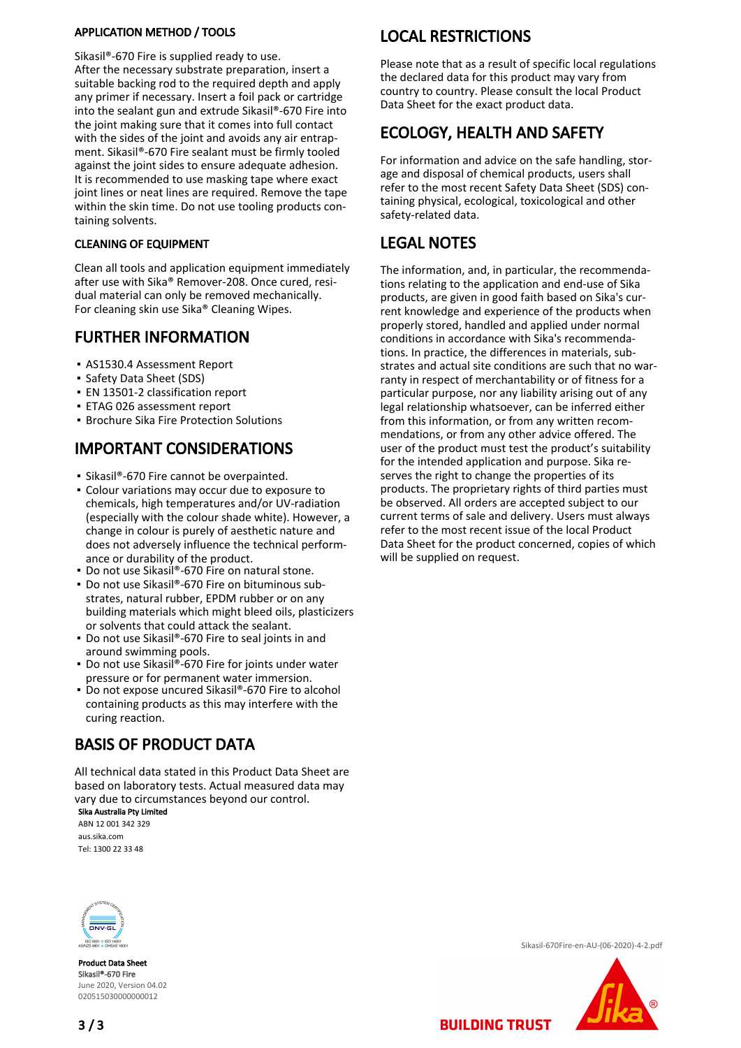### APPLICATION METHOD / TOOLS

Sikasil®-670 Fire is supplied ready to use.
After the necessary substrate preparation, insert a suitable backing rod to the required depth and apply any primer if necessary. Insert a foil pack or cartridge into the sealant gun and extrude Sikasil®-670 Fire into the joint making sure that it comes into full contact with the sides of the joint and avoids any air entrapment. Sikasil®-670 Fire sealant must be firmly tooled against the joint sides to ensure adequate adhesion. It is recommended to use masking tape where exact joint lines or neat lines are required. Remove the tape within the skin time. Do not use tooling products containing solvents.

### CLEANING OF EQUIPMENT

Clean all tools and application equipment immediately after use with Sika® Remover-208. Once cured, residual material can only be removed mechanically.
For cleaning skin use Sika® Cleaning Wipes.

## FURTHER INFORMATION

- AS1530.4 Assessment Report
- Safety Data Sheet (SDS)
- EN 13501-2 classification report
- ETAG 026 assessment report
- Brochure Sika Fire Protection Solutions

## IMPORTANT CONSIDERATIONS

- Sikasil®-670 Fire cannot be overpainted.
- Colour variations may occur due to exposure to chemicals, high temperatures and/or UV-radiation (especially with the colour shade white). However, a change in colour is purely of aesthetic nature and does not adversely influence the technical performance or durability of the product.
- Do not use Sikasil®-670 Fire on natural stone.
- Do not use Sikasil®-670 Fire on bituminous substrates, natural rubber, EPDM rubber or on any building materials which might bleed oils, plasticizers or solvents that could attack the sealant.
- Do not use Sikasil®-670 Fire to seal joints in and around swimming pools.
- Do not use Sikasil®-670 Fire for joints under water pressure or for permanent water immersion.
- Do not expose uncured Sikasil®-670 Fire to alcohol containing products as this may interfere with the curing reaction.

## BASIS OF PRODUCT DATA

All technical data stated in this Product Data Sheet are based on laboratory tests. Actual measured data may vary due to circumstances beyond our control.

## LOCAL RESTRICTIONS

Please note that as a result of specific local regulations the declared data for this product may vary from country to country. Please consult the local Product Data Sheet for the exact product data.

## ECOLOGY, HEALTH AND SAFETY

For information and advice on the safe handling, storage and disposal of chemical products, users shall refer to the most recent Safety Data Sheet (SDS) containing physical, ecological, toxicological and other safety-related data.

## LEGAL NOTES

The information, and, in particular, the recommendations relating to the application and end-use of Sika products, are given in good faith based on Sika's current knowledge and experience of the products when properly stored, handled and applied under normal conditions in accordance with Sika's recommendations. In practice, the differences in materials, substrates and actual site conditions are such that no warranty in respect of merchantability or of fitness for a particular purpose, nor any liability arising out of any legal relationship whatsoever, can be inferred either from this information, or from any written recommendations, or from any other advice offered. The user of the product must test the product's suitability for the intended application and purpose. Sika reserves the right to change the properties of its products. The proprietary rights of third parties must be observed. All orders are accepted subject to our current terms of sale and delivery. Users must always refer to the most recent issue of the local Product Data Sheet for the product concerned, copies of which will be supplied on request.

**Sika Australia Pty Limited**
ABN 12 001 342 329
aus.sika.com
Tel: 1300 22 33 48

**Product Data Sheet**
**Sikasil®-670 Fire**
June 2020, Version 04.02
020515030000000012

Sikasil-670Fire-en-AU-(06-2020)-4-2.pdf